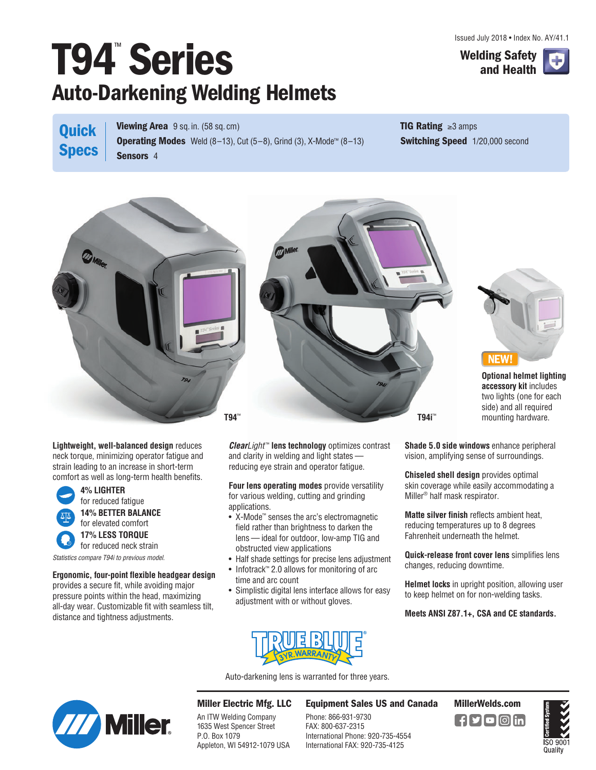Issued July 2018 • Index No. AY/41.1

**Welding Safety and Health**

# T94™ Series

## Auto-Darkening Welding Helmets

**Quick Specs**

**Viewing Area** 9 sq. in. (58 sq. cm)
**Operating Modes** Weld (8–13), Cut (5–8), Grind (3), X-Mode™ (8–13)
**Sensors** 4
**TIG Rating** ≥3 amps
**Switching Speed** 1/20,000 second

T94™

T94i™

NEW!

**Optional helmet lighting accessory kit** includes two lights (one for each side) and all required mounting hardware.

**Lightweight, well-balanced design** reduces neck torque, minimizing operator fatigue and strain leading to an increase in short-term comfort as well as long-term health benefits.

- **4% LIGHTER** for reduced fatigue
- **14% BETTER BALANCE** for elevated comfort
- **17% LESS TORQUE** for reduced neck strain

*Statistics compare T94i to previous model.*

**Ergonomic, four-point flexible headgear design** provides a secure fit, while avoiding major pressure points within the head, maximizing all-day wear. Customizable fit with seamless tilt, distance and tightness adjustments.

***Clear**Light*™ **lens technology** optimizes contrast and clarity in welding and light states — reducing eye strain and operator fatigue.

**Four lens operating modes** provide versatility for various welding, cutting and grinding applications.

- X-Mode™ senses the arc's electromagnetic field rather than brightness to darken the lens — ideal for outdoor, low-amp TIG and obstructed view applications
- Half shade settings for precise lens adjustment
- Infotrack™ 2.0 allows for monitoring of arc time and arc count
- Simplistic digital lens interface allows for easy adjustment with or without gloves.

**Shade 5.0 side windows** enhance peripheral vision, amplifying sense of surroundings.

**Chiseled shell design** provides optimal skin coverage while easily accommodating a Miller® half mask respirator.

**Matte silver finish** reflects ambient heat, reducing temperatures up to 8 degrees Fahrenheit underneath the helmet.

**Quick-release front cover lens** simplifies lens changes, reducing downtime.

**Helmet locks** in upright position, allowing user to keep helmet on for non-welding tasks.

**Meets ANSI Z87.1+, CSA and CE standards.**

TRUE BLUE® 3 YR. WARRANTY

Auto-darkening lens is warranted for three years.

**Miller Electric Mfg. LLC**
An ITW Welding Company
1635 West Spencer Street
P.O. Box 1079
Appleton, WI 54912-1079 USA

**Equipment Sales US and Canada**
Phone: 866-931-9730
FAX: 800-637-2315
International Phone: 920-735-4554
International FAX: 920-735-4125

**MillerWelds.com**

Certified System ISO 9001 Quality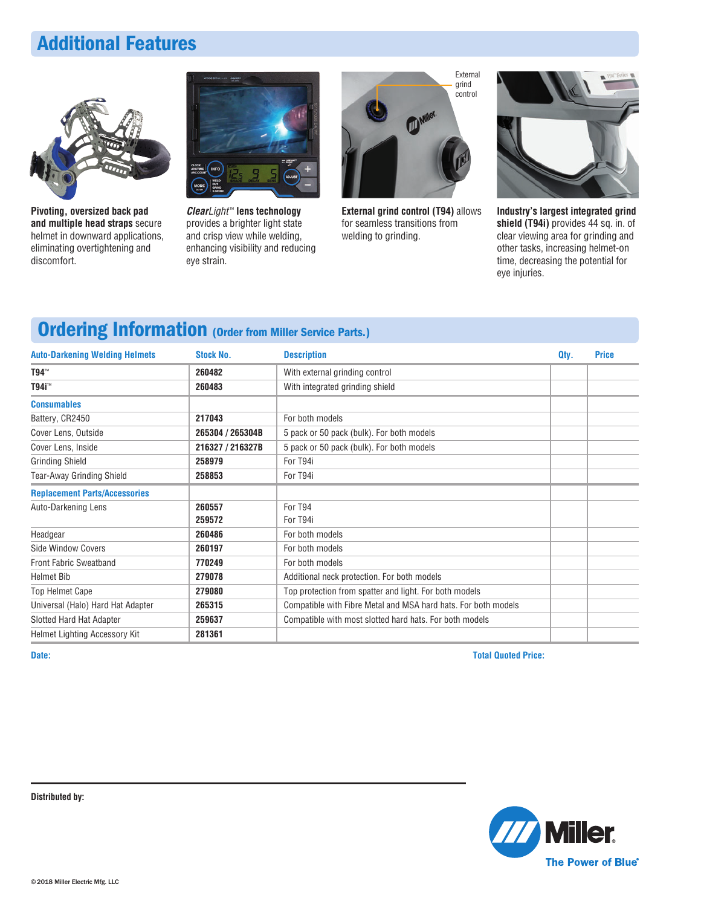## Additional Features

**Pivoting, oversized back pad and multiple head straps** secure helmet in downward applications, eliminating overtightening and discomfort.

***ClearLight*™ lens technology** provides a brighter light state and crisp view while welding, enhancing visibility and reducing eye strain.

External grind control

**External grind control (T94)** allows for seamless transitions from welding to grinding.

**Industry's largest integrated grind shield (T94i)** provides 44 sq. in. of clear viewing area for grinding and other tasks, increasing helmet-on time, decreasing the potential for eye injuries.

## Ordering Information (Order from Miller Service Parts.)

| Auto-Darkening Welding Helmets | Stock No. | Description | Qty. | Price |
|---|---|---|---|---|
| **T94™** | **260482** | With external grinding control | | |
| **T94i™** | **260483** | With integrated grinding shield | | |
| **Consumables** | | | | |
| Battery, CR2450 | **217043** | For both models | | |
| Cover Lens, Outside | **265304 / 265304B** | 5 pack or 50 pack (bulk). For both models | | |
| Cover Lens, Inside | **216327 / 216327B** | 5 pack or 50 pack (bulk). For both models | | |
| Grinding Shield | **258979** | For T94i | | |
| Tear-Away Grinding Shield | **258853** | For T94i | | |
| **Replacement Parts/Accessories** | | | | |
| Auto-Darkening Lens | **260557**<br>**259572** | For T94<br>For T94i | | |
| Headgear | **260486** | For both models | | |
| Side Window Covers | **260197** | For both models | | |
| Front Fabric Sweatband | **770249** | For both models | | |
| Helmet Bib | **279078** | Additional neck protection. For both models | | |
| Top Helmet Cape | **279080** | Top protection from spatter and light. For both models | | |
| Universal (Halo) Hard Hat Adapter | **265315** | Compatible with Fibre Metal and MSA hard hats. For both models | | |
| Slotted Hard Hat Adapter | **259637** | Compatible with most slotted hard hats. For both models | | |
| Helmet Lighting Accessory Kit | **281361** | | | |

**Date:**

**Total Quoted Price:**

**Distributed by:**

Miller

The Power of Blue®

© 2018 Miller Electric Mfg. LLC